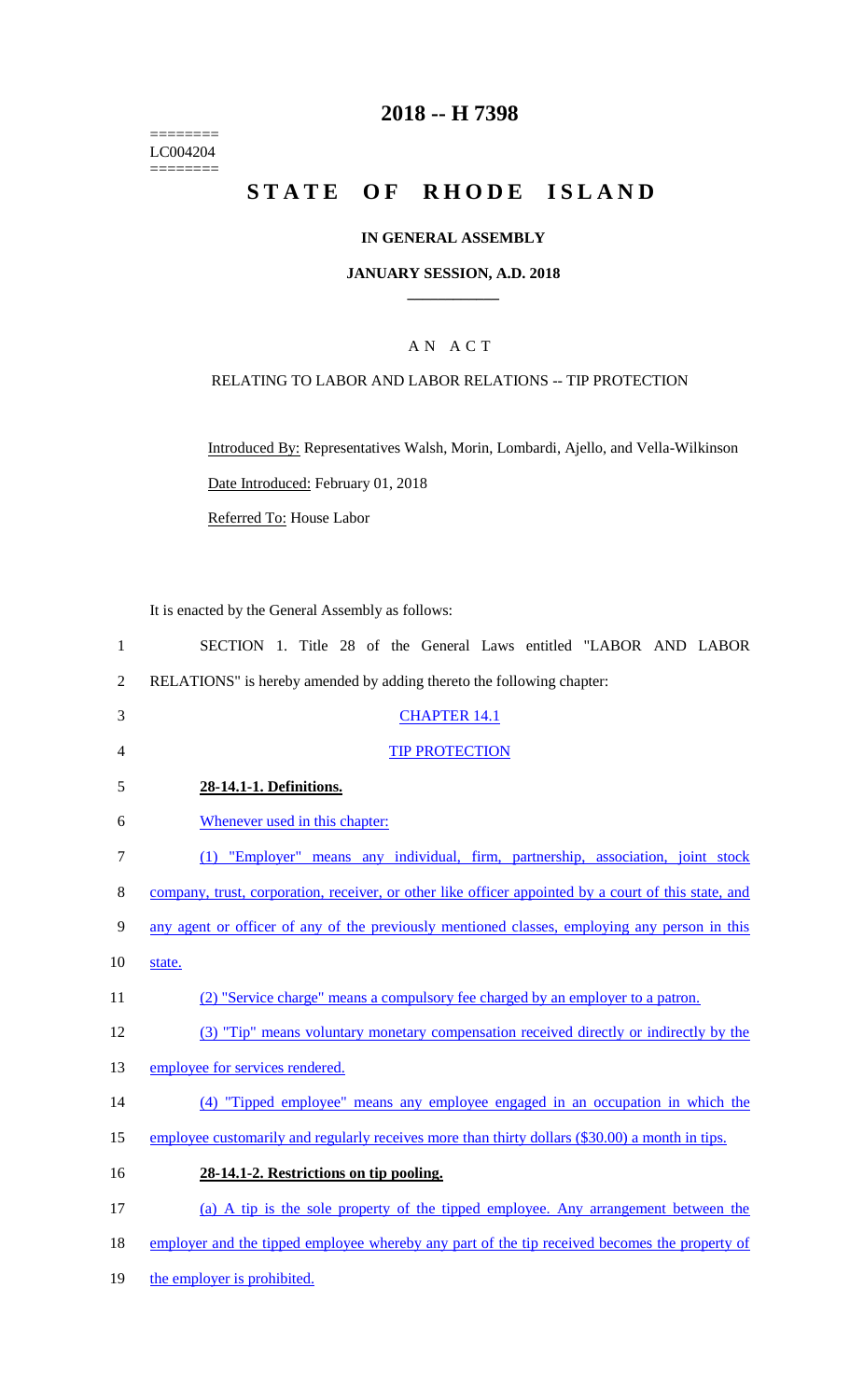========
LC004204
========

# 2018 -- H 7398

# STATE OF RHODE ISLAND

### IN GENERAL ASSEMBLY

### JANUARY SESSION, A.D. 2018

## A N A C T

### RELATING TO LABOR AND LABOR RELATIONS -- TIP PROTECTION

Introduced By: Representatives Walsh, Morin, Lombardi, Ajello, and Vella-Wilkinson

Date Introduced: February 01, 2018

Referred To: House Labor

It is enacted by the General Assembly as follows:

1 SECTION 1. Title 28 of the General Laws entitled "LABOR AND LABOR
2 RELATIONS" is hereby amended by adding thereto the following chapter:

3 CHAPTER 14.1

4 TIP PROTECTION

5 **28-14.1-1. Definitions.**

6 Whenever used in this chapter:

7 (1) "Employer" means any individual, firm, partnership, association, joint stock
8 company, trust, corporation, receiver, or other like officer appointed by a court of this state, and
9 any agent or officer of any of the previously mentioned classes, employing any person in this
10 state.

11 (2) "Service charge" means a compulsory fee charged by an employer to a patron.

12 (3) "Tip" means voluntary monetary compensation received directly or indirectly by the
13 employee for services rendered.

14 (4) "Tipped employee" means any employee engaged in an occupation in which the
15 employee customarily and regularly receives more than thirty dollars ($30.00) a month in tips.

16 **28-14.1-2. Restrictions on tip pooling.**

17 (a) A tip is the sole property of the tipped employee. Any arrangement between the
18 employer and the tipped employee whereby any part of the tip received becomes the property of
19 the employer is prohibited.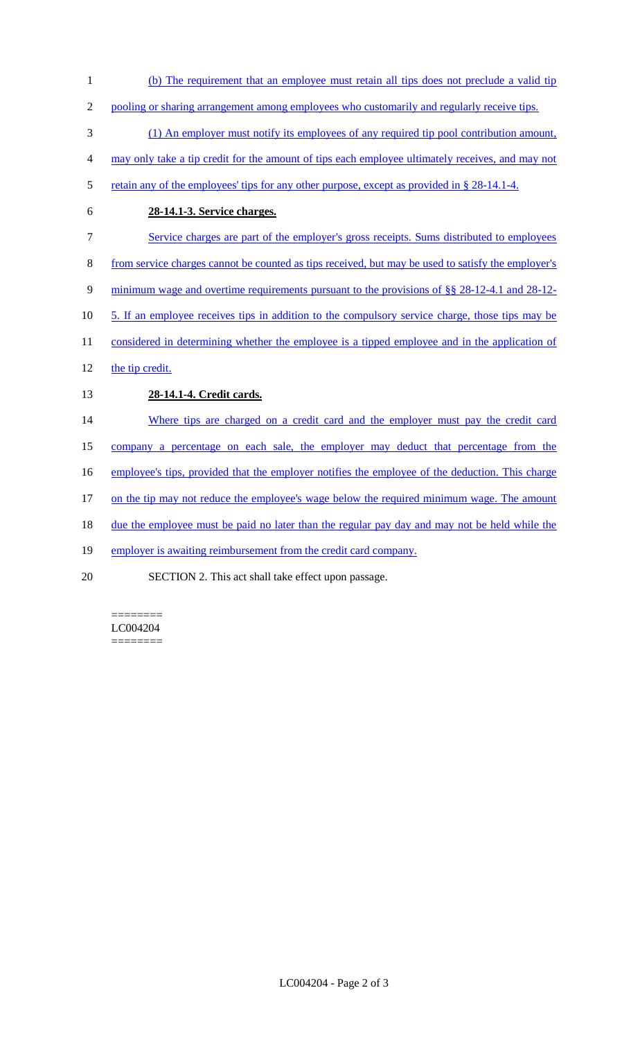(b) The requirement that an employee must retain all tips does not preclude a valid tip pooling or sharing arrangement among employees who customarily and regularly receive tips.

(1) An employer must notify its employees of any required tip pool contribution amount, may only take a tip credit for the amount of tips each employee ultimately receives, and may not retain any of the employees' tips for any other purpose, except as provided in § 28-14.1-4.

**28-14.1-3. Service charges.**

Service charges are part of the employer's gross receipts. Sums distributed to employees from service charges cannot be counted as tips received, but may be used to satisfy the employer's minimum wage and overtime requirements pursuant to the provisions of §§ 28-12-4.1 and 28-12-5. If an employee receives tips in addition to the compulsory service charge, those tips may be considered in determining whether the employee is a tipped employee and in the application of the tip credit.

**28-14.1-4. Credit cards.**

Where tips are charged on a credit card and the employer must pay the credit card company a percentage on each sale, the employer may deduct that percentage from the employee's tips, provided that the employer notifies the employee of the deduction. This charge on the tip may not reduce the employee's wage below the required minimum wage. The amount due the employee must be paid no later than the regular pay day and may not be held while the employer is awaiting reimbursement from the credit card company.

SECTION 2. This act shall take effect upon passage.

========
LC004204
========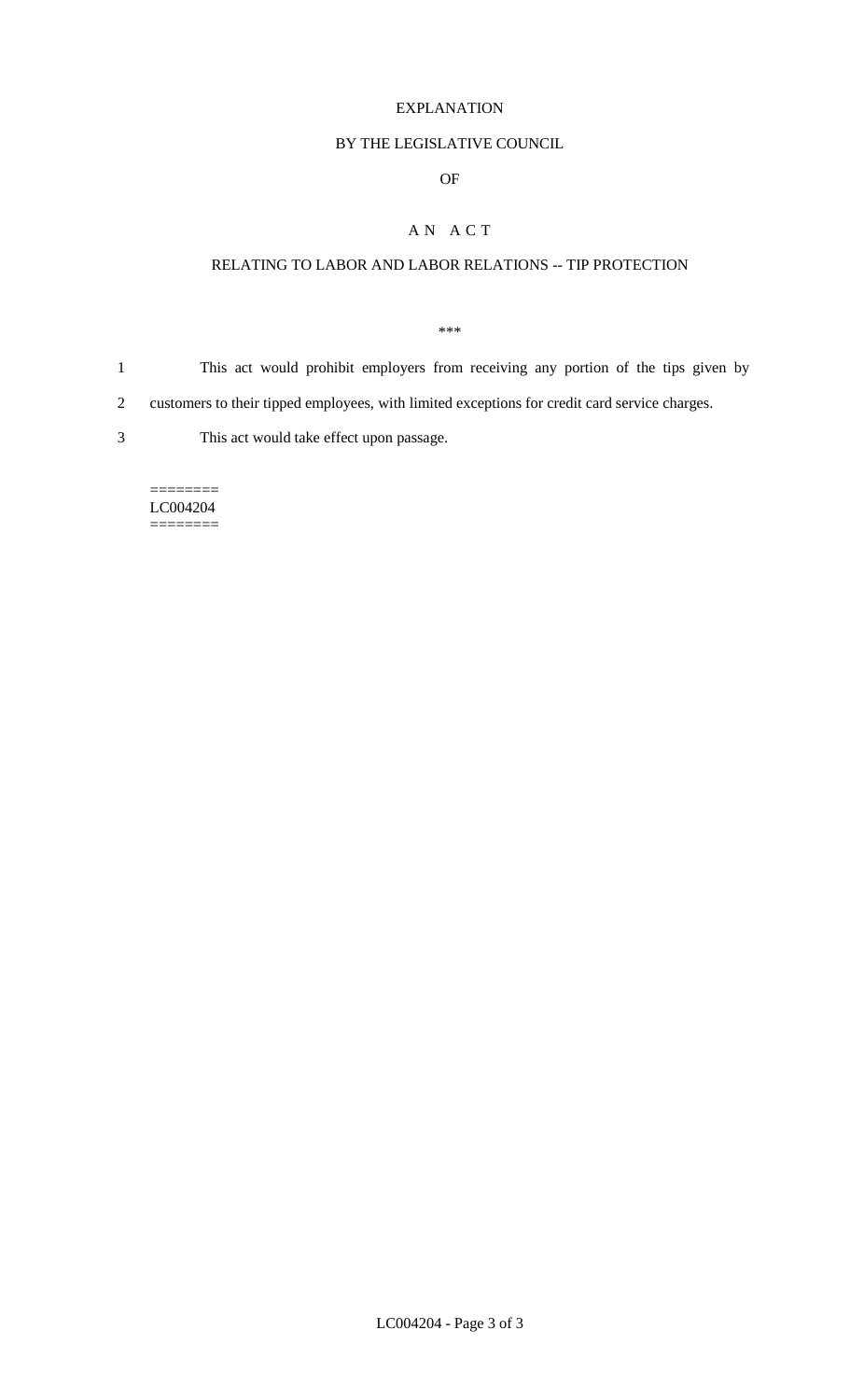EXPLANATION

BY THE LEGISLATIVE COUNCIL

OF

A N A C T

RELATING TO LABOR AND LABOR RELATIONS -- TIP PROTECTION

\*\*\*

1 This act would prohibit employers from receiving any portion of the tips given by

2 customers to their tipped employees, with limited exceptions for credit card service charges.

3 This act would take effect upon passage.

========
LC004204
========